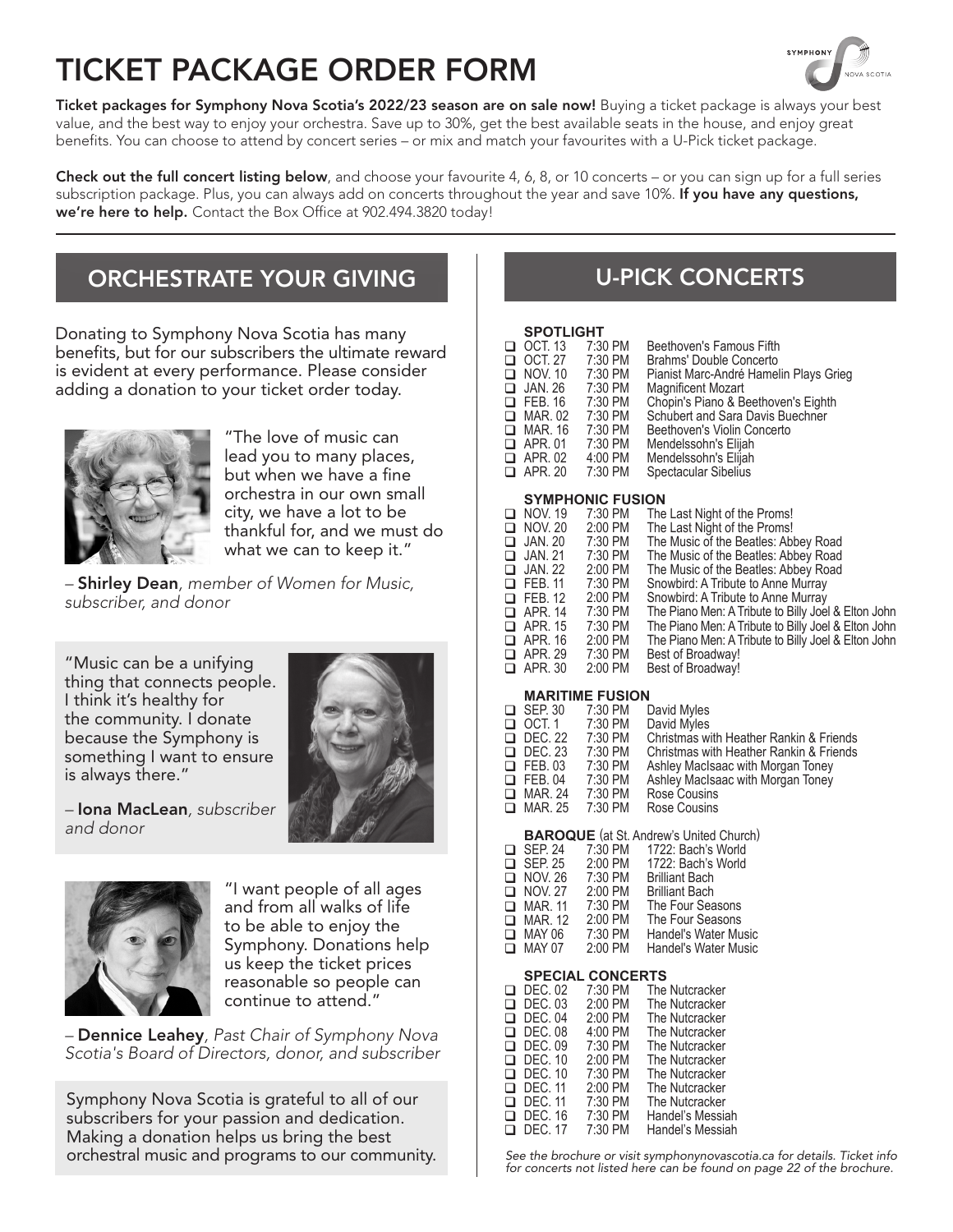# TICKET PACKAGE ORDER FORM

**Ticket packages for Symphony Nova Scotia's 2022/23 season are on sale now!** Buying a ticket package is always your best value, and the best way to enjoy your orchestra. Save up to 30%, get the best available seats in the house, and enjoy great benefits. You can choose to attend by concert series – or mix and match your favourites with a U-Pick ticket package.

**Check out the full concert listing below**, and choose your favourite 4, 6, 8, or 10 concerts – or you can sign up for a full series subscription package. Plus, you can always add on concerts throughout the year and save 10%. **If you have any questions, we're here to help.** Contact the Box Office at 902.494.3820 today!

## ORCHESTRATE YOUR GIVING

Donating to Symphony Nova Scotia has many benefits, but for our subscribers the ultimate reward is evident at every performance. Please consider adding a donation to your ticket order today.

"The love of music can lead you to many places, but when we have a fine orchestra in our own small city, we have a lot to be thankful for, and we must do what we can to keep it."

– **Shirley Dean**, *member of Women for Music, subscriber, and donor*

"Music can be a unifying thing that connects people. I think it's healthy for the community. I donate because the Symphony is something I want to ensure is always there."

– **Iona MacLean**, *subscriber and donor*

"I want people of all ages and from all walks of life to be able to enjoy the Symphony. Donations help us keep the ticket prices reasonable so people can continue to attend."

– **Dennice Leahey**, *Past Chair of Symphony Nova Scotia's Board of Directors, donor, and subscriber*

Symphony Nova Scotia is grateful to all of our subscribers for your passion and dedication. Making a donation helps us bring the best orchestral music and programs to our community.

## U-PICK CONCERTS

### SPOTLIGHT

- ❑ OCT. 13 7:30 PM Beethoven's Famous Fifth
- ❑ OCT. 27 7:30 PM Brahms' Double Concerto
- ❑ NOV. 10 7:30 PM Pianist Marc-André Hamelin Plays Grieg
- ❑ JAN. 26 7:30 PM Magnificent Mozart
- ❑ FEB. 16 7:30 PM Chopin's Piano & Beethoven's Eighth
- ❑ MAR. 02 7:30 PM Schubert and Sara Davis Buechner
- ❑ MAR. 16 7:30 PM Beethoven's Violin Concerto
- ❑ APR. 01 7:30 PM Mendelssohn's Elijah
- ❑ APR. 02 4:00 PM Mendelssohn's Elijah
- ❑ APR. 20 7:30 PM Spectacular Sibelius

### SYMPHONIC FUSION

- ❑ NOV. 19 7:30 PM The Last Night of the Proms!
- ❑ NOV. 20 2:00 PM The Last Night of the Proms!
- ❑ JAN. 20 7:30 PM The Music of the Beatles: Abbey Road
- ❑ JAN. 21 7:30 PM The Music of the Beatles: Abbey Road
- ❑ JAN. 22 2:00 PM The Music of the Beatles: Abbey Road
- ❑ FEB. 11 7:30 PM Snowbird: A Tribute to Anne Murray
- ❑ FEB. 12 2:00 PM Snowbird: A Tribute to Anne Murray
- ❑ APR. 14 7:30 PM The Piano Men: A Tribute to Billy Joel & Elton John
- ❑ APR. 15 7:30 PM The Piano Men: A Tribute to Billy Joel & Elton John
- ❑ APR. 16 2:00 PM The Piano Men: A Tribute to Billy Joel & Elton John
- ❑ APR. 29 7:30 PM Best of Broadway!
- ❑ APR. 30 2:00 PM Best of Broadway!

### MARITIME FUSION

- ❑ SEP. 30 7:30 PM David Myles
- ❑ OCT. 1 7:30 PM David Myles
- ❑ DEC. 22 7:30 PM Christmas with Heather Rankin & Friends
- ❑ DEC. 23 7:30 PM Christmas with Heather Rankin & Friends
- ❑ FEB. 03 7:30 PM Ashley MacIsaac with Morgan Toney
- ❑ FEB. 04 7:30 PM Ashley MacIsaac with Morgan Toney
- ❑ MAR. 24 7:30 PM Rose Cousins
- ❑ MAR. 25 7:30 PM Rose Cousins

### BAROQUE (at St. Andrew's United Church)

- ❑ SEP. 24 7:30 PM 1722: Bach's World
- ❑ SEP. 25 2:00 PM 1722: Bach's World
- ❑ NOV. 26 7:30 PM Brilliant Bach
- ❑ NOV. 27 2:00 PM Brilliant Bach
- ❑ MAR. 11 7:30 PM The Four Seasons
- ❑ MAR. 12 2:00 PM The Four Seasons
- ❑ MAY 06 7:30 PM Handel's Water Music
- ❑ MAY 07 2:00 PM Handel's Water Music

### SPECIAL CONCERTS

- ❑ DEC. 02 7:30 PM The Nutcracker
- ❑ DEC. 03 2:00 PM The Nutcracker
- ❑ DEC. 04 2:00 PM The Nutcracker
- ❑ DEC. 08 4:00 PM The Nutcracker
- ❑ DEC. 09 7:30 PM The Nutcracker
- ❑ DEC. 10 2:00 PM The Nutcracker
- ❑ DEC. 10 7:30 PM The Nutcracker
- ❑ DEC. 11 2:00 PM The Nutcracker
- ❑ DEC. 11 7:30 PM The Nutcracker
- ❑ DEC. 16 7:30 PM Handel's Messiah
- ❑ DEC. 17 7:30 PM Handel's Messiah

*See the brochure or visit symphonynovascotia.ca for details. Ticket info for concerts not listed here can be found on page 22 of the brochure.*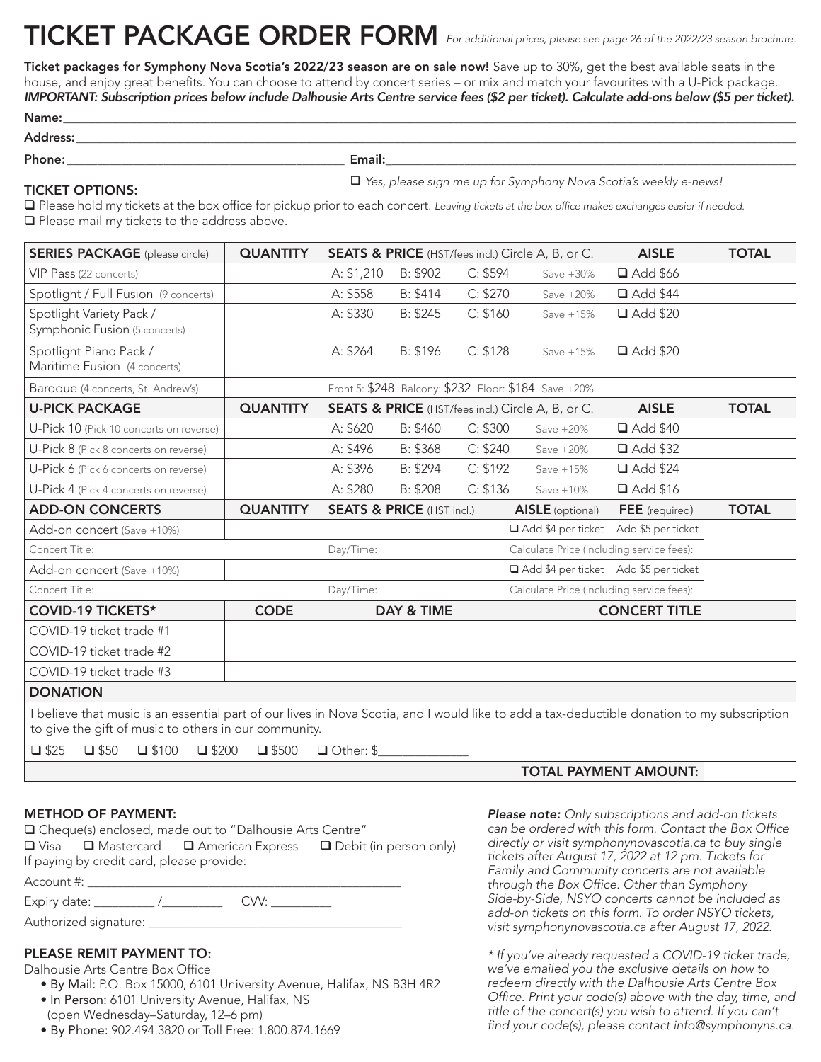# TICKET PACKAGE ORDER FORM

*For additional prices, please see page 26 of the 2022/23 season brochure.*

**Ticket packages for Symphony Nova Scotia's 2022/23 season are on sale now!** Save up to 30%, get the best available seats in the house, and enjoy great benefits. You can choose to attend by concert series – or mix and match your favourites with a U-Pick package.
***IMPORTANT: Subscription prices below include Dalhousie Arts Centre service fees ($2 per ticket). Calculate add-ons below ($5 per ticket).***

**Name:**\_\_\_\_\_\_\_\_\_\_\_\_\_\_\_\_\_\_\_\_\_\_\_\_\_\_\_\_\_\_\_\_\_\_\_\_\_\_\_\_

**Address:**\_\_\_\_\_\_\_\_\_\_\_\_\_\_\_\_\_\_\_\_\_\_\_\_\_\_\_\_\_\_\_\_\_\_\_\_\_\_\_\_

**Phone:**\_\_\_\_\_\_\_\_\_\_\_\_\_\_\_\_\_\_\_\_ **Email:**\_\_\_\_\_\_\_\_\_\_\_\_\_\_\_\_\_\_\_\_

❑ *Yes, please sign me up for Symphony Nova Scotia's weekly e-news!*

**TICKET OPTIONS:**

❑ Please hold my tickets at the box office for pickup prior to each concert. *Leaving tickets at the box office makes exchanges easier if needed.*
❑ Please mail my tickets to the address above.

| SERIES PACKAGE (please circle) | QUANTITY | SEATS & PRICE (HST/fees incl.) Circle A, B, or C. | | | | AISLE | TOTAL |
|---|---|---|---|---|---|---|---|
| VIP Pass (22 concerts) | | A: $1,210 | B: $902 | C: $594 | Save +30% | ❑ Add $66 | |
| Spotlight / Full Fusion (9 concerts) | | A: $558 | B: $414 | C: $270 | Save +20% | ❑ Add $44 | |
| Spotlight Variety Pack / Symphonic Fusion (5 concerts) | | A: $330 | B: $245 | C: $160 | Save +15% | ❑ Add $20 | |
| Spotlight Piano Pack / Maritime Fusion (4 concerts) | | A: $264 | B: $196 | C: $128 | Save +15% | ❑ Add $20 | |
| Baroque (4 concerts, St. Andrew's) | | Front 5: $248 | Balcony: $232 | Floor: $184 | Save +20% | | |
| **U-PICK PACKAGE** | **QUANTITY** | **SEATS & PRICE** (HST/fees incl.) Circle A, B, or C. | | | | **AISLE** | **TOTAL** |
| U-Pick 10 (Pick 10 concerts on reverse) | | A: $620 | B: $460 | C: $300 | Save +20% | ❑ Add $40 | |
| U-Pick 8 (Pick 8 concerts on reverse) | | A: $496 | B: $368 | C: $240 | Save +20% | ❑ Add $32 | |
| U-Pick 6 (Pick 6 concerts on reverse) | | A: $396 | B: $294 | C: $192 | Save +15% | ❑ Add $24 | |
| U-Pick 4 (Pick 4 concerts on reverse) | | A: $280 | B: $208 | C: $136 | Save +10% | ❑ Add $16 | |

| ADD-ON CONCERTS | QUANTITY | SEATS & PRICE (HST incl.) | AISLE (optional) | FEE (required) | TOTAL |
|---|---|---|---|---|---|
| Add-on concert (Save +10%) | | | ❑ Add $4 per ticket | Add $5 per ticket | |
| Concert Title: | | Day/Time: | Calculate Price (including service fees): | | |
| Add-on concert (Save +10%) | | | ❑ Add $4 per ticket | Add $5 per ticket | |
| Concert Title: | | Day/Time: | Calculate Price (including service fees): | | |

| COVID-19 TICKETS* | CODE | DAY & TIME | CONCERT TITLE |
|---|---|---|---|
| COVID-19 ticket trade #1 | | | |
| COVID-19 ticket trade #2 | | | |
| COVID-19 ticket trade #3 | | | |

**DONATION**

I believe that music is an essential part of our lives in Nova Scotia, and I would like to add a tax-deductible donation to my subscription to give the gift of music to others in our community.

❑ $25 ❑ $50 ❑ $100 ❑ $200 ❑ $500 ❑ Other: $\_\_\_\_\_\_\_\_\_\_

**TOTAL PAYMENT AMOUNT:** \_\_\_\_\_\_\_\_\_\_

**METHOD OF PAYMENT:**

❑ Cheque(s) enclosed, made out to "Dalhousie Arts Centre"
❑ Visa ❑ Mastercard ❑ American Express ❑ Debit (in person only)
If paying by credit card, please provide:

Account #: \_\_\_\_\_\_\_\_\_\_\_\_\_\_\_\_\_\_\_\_

Expiry date: \_\_\_\_\_\_ /\_\_\_\_\_\_ CVV: \_\_\_\_\_\_

Authorized signature: \_\_\_\_\_\_\_\_\_\_\_\_\_\_\_\_\_\_\_\_

**PLEASE REMIT PAYMENT TO:**

Dalhousie Arts Centre Box Office

- **By Mail:** P.O. Box 15000, 6101 University Avenue, Halifax, NS B3H 4R2
- **In Person:** 6101 University Avenue, Halifax, NS (open Wednesday–Saturday, 12–6 pm)
- **By Phone:** 902.494.3820 or Toll Free: 1.800.874.1669

***Please note:*** *Only subscriptions and add-on tickets can be ordered with this form. Contact the Box Office directly or visit symphonynovascotia.ca to buy single tickets after August 17, 2022 at 12 pm. Tickets for Family and Community concerts are not available through the Box Office. Other than Symphony Side-by-Side, NSYO concerts cannot be included as add-on tickets on this form. To order NSYO tickets, visit symphonynovascotia.ca after August 17, 2022.*

*\* If you've already requested a COVID-19 ticket trade, we've emailed you the exclusive details on how to redeem directly with the Dalhousie Arts Centre Box Office. Print your code(s) above with the day, time, and title of the concert(s) you wish to attend. If you can't find your code(s), please contact info@symphonyns.ca.*